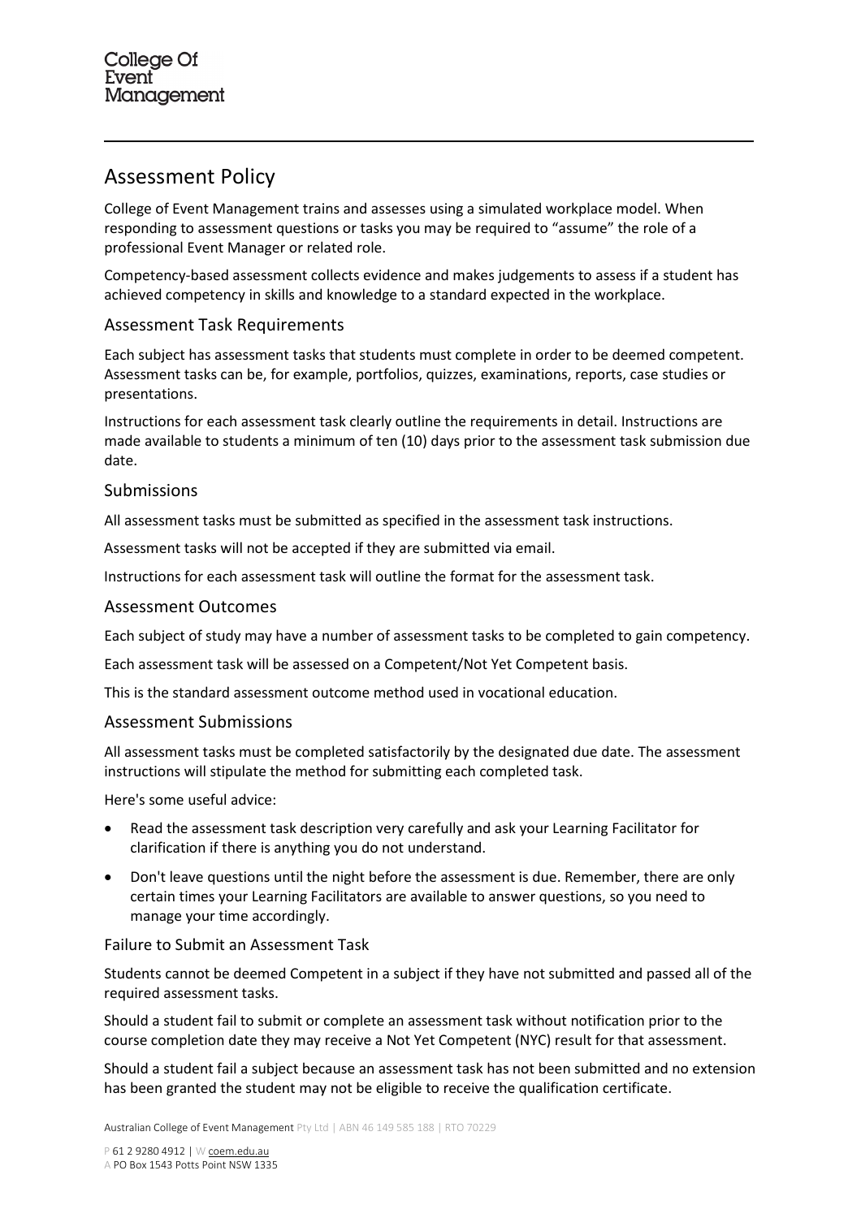# Assessment Policy

College of Event Management trains and assesses using a simulated workplace model. When responding to assessment questions or tasks you may be required to "assume" the role of a professional Event Manager or related role.

Competency-based assessment collects evidence and makes judgements to assess if a student has achieved competency in skills and knowledge to a standard expected in the workplace.

## Assessment Task Requirements

Each subject has assessment tasks that students must complete in order to be deemed competent. Assessment tasks can be, for example, portfolios, quizzes, examinations, reports, case studies or presentations.

Instructions for each assessment task clearly outline the requirements in detail. Instructions are made available to students a minimum of ten (10) days prior to the assessment task submission due date.

## Submissions

All assessment tasks must be submitted as specified in the assessment task instructions.

Assessment tasks will not be accepted if they are submitted via email.

Instructions for each assessment task will outline the format for the assessment task.

## Assessment Outcomes

Each subject of study may have a number of assessment tasks to be completed to gain competency.

Each assessment task will be assessed on a Competent/Not Yet Competent basis.

This is the standard assessment outcome method used in vocational education.

## Assessment Submissions

All assessment tasks must be completed satisfactorily by the designated due date. The assessment instructions will stipulate the method for submitting each completed task.

Here's some useful advice:

- Read the assessment task description very carefully and ask your Learning Facilitator for clarification if there is anything you do not understand.
- Don't leave questions until the night before the assessment is due. Remember, there are only certain times your Learning Facilitators are available to answer questions, so you need to manage your time accordingly.

### Failure to Submit an Assessment Task

Students cannot be deemed Competent in a subject if they have not submitted and passed all of the required assessment tasks.

Should a student fail to submit or complete an assessment task without notification prior to the course completion date they may receive a Not Yet Competent (NYC) result for that assessment.

Should a student fail a subject because an assessment task has not been submitted and no extension has been granted the student may not be eligible to receive the qualification certificate.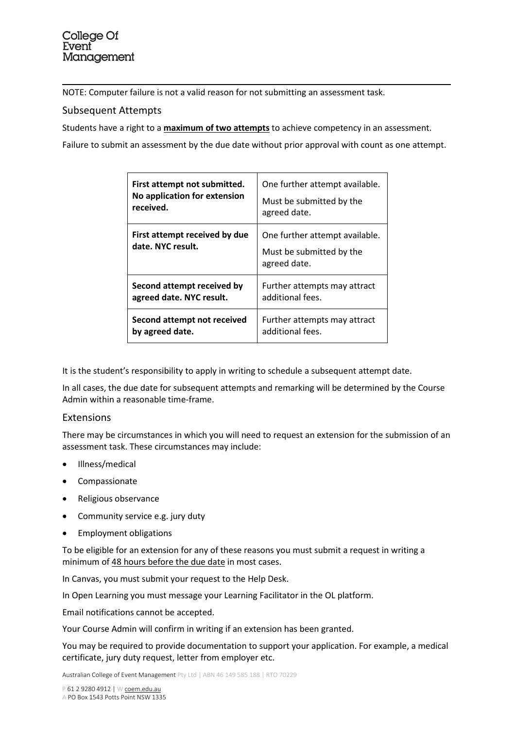NOTE: Computer failure is not a valid reason for not submitting an assessment task.

## Subsequent Attempts

Students have a right to a **maximum of two attempts** to achieve competency in an assessment.

Failure to submit an assessment by the due date without prior approval with count as one attempt.

| | |
|---|---|
| **First attempt not submitted. No application for extension received.** | One further attempt available. Must be submitted by the agreed date. |
| **First attempt received by due date. NYC result.** | One further attempt available. Must be submitted by the agreed date. |
| **Second attempt received by agreed date. NYC result.** | Further attempts may attract additional fees. |
| **Second attempt not received by agreed date.** | Further attempts may attract additional fees. |

It is the student's responsibility to apply in writing to schedule a subsequent attempt date.

In all cases, the due date for subsequent attempts and remarking will be determined by the Course Admin within a reasonable time-frame.

## Extensions

There may be circumstances in which you will need to request an extension for the submission of an assessment task. These circumstances may include:

- Illness/medical
- Compassionate
- Religious observance
- Community service e.g. jury duty
- Employment obligations

To be eligible for an extension for any of these reasons you must submit a request in writing a minimum of 48 hours before the due date in most cases.

In Canvas, you must submit your request to the Help Desk.

In Open Learning you must message your Learning Facilitator in the OL platform.

Email notifications cannot be accepted.

Your Course Admin will confirm in writing if an extension has been granted.

You may be required to provide documentation to support your application. For example, a medical certificate, jury duty request, letter from employer etc.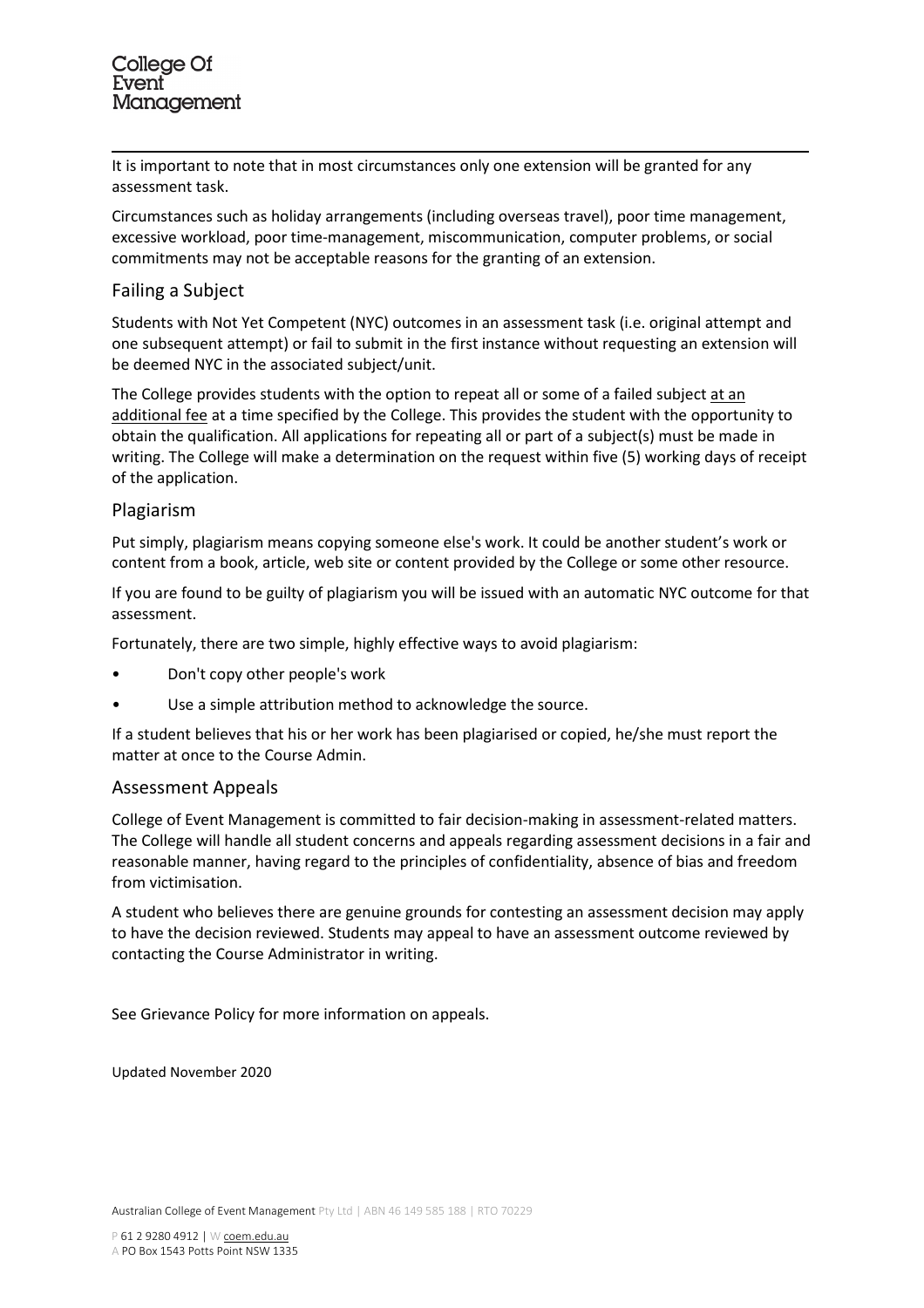It is important to note that in most circumstances only one extension will be granted for any assessment task.

Circumstances such as holiday arrangements (including overseas travel), poor time management, excessive workload, poor time-management, miscommunication, computer problems, or social commitments may not be acceptable reasons for the granting of an extension.

## Failing a Subject

Students with Not Yet Competent (NYC) outcomes in an assessment task (i.e. original attempt and one subsequent attempt) or fail to submit in the first instance without requesting an extension will be deemed NYC in the associated subject/unit.

The College provides students with the option to repeat all or some of a failed subject at an additional fee at a time specified by the College. This provides the student with the opportunity to obtain the qualification. All applications for repeating all or part of a subject(s) must be made in writing. The College will make a determination on the request within five (5) working days of receipt of the application.

## Plagiarism

Put simply, plagiarism means copying someone else's work. It could be another student's work or content from a book, article, web site or content provided by the College or some other resource.

If you are found to be guilty of plagiarism you will be issued with an automatic NYC outcome for that assessment.

Fortunately, there are two simple, highly effective ways to avoid plagiarism:

- Don't copy other people's work
- Use a simple attribution method to acknowledge the source.

If a student believes that his or her work has been plagiarised or copied, he/she must report the matter at once to the Course Admin.

## Assessment Appeals

College of Event Management is committed to fair decision-making in assessment-related matters. The College will handle all student concerns and appeals regarding assessment decisions in a fair and reasonable manner, having regard to the principles of confidentiality, absence of bias and freedom from victimisation.

A student who believes there are genuine grounds for contesting an assessment decision may apply to have the decision reviewed. Students may appeal to have an assessment outcome reviewed by contacting the Course Administrator in writing.

See Grievance Policy for more information on appeals.

Updated November 2020